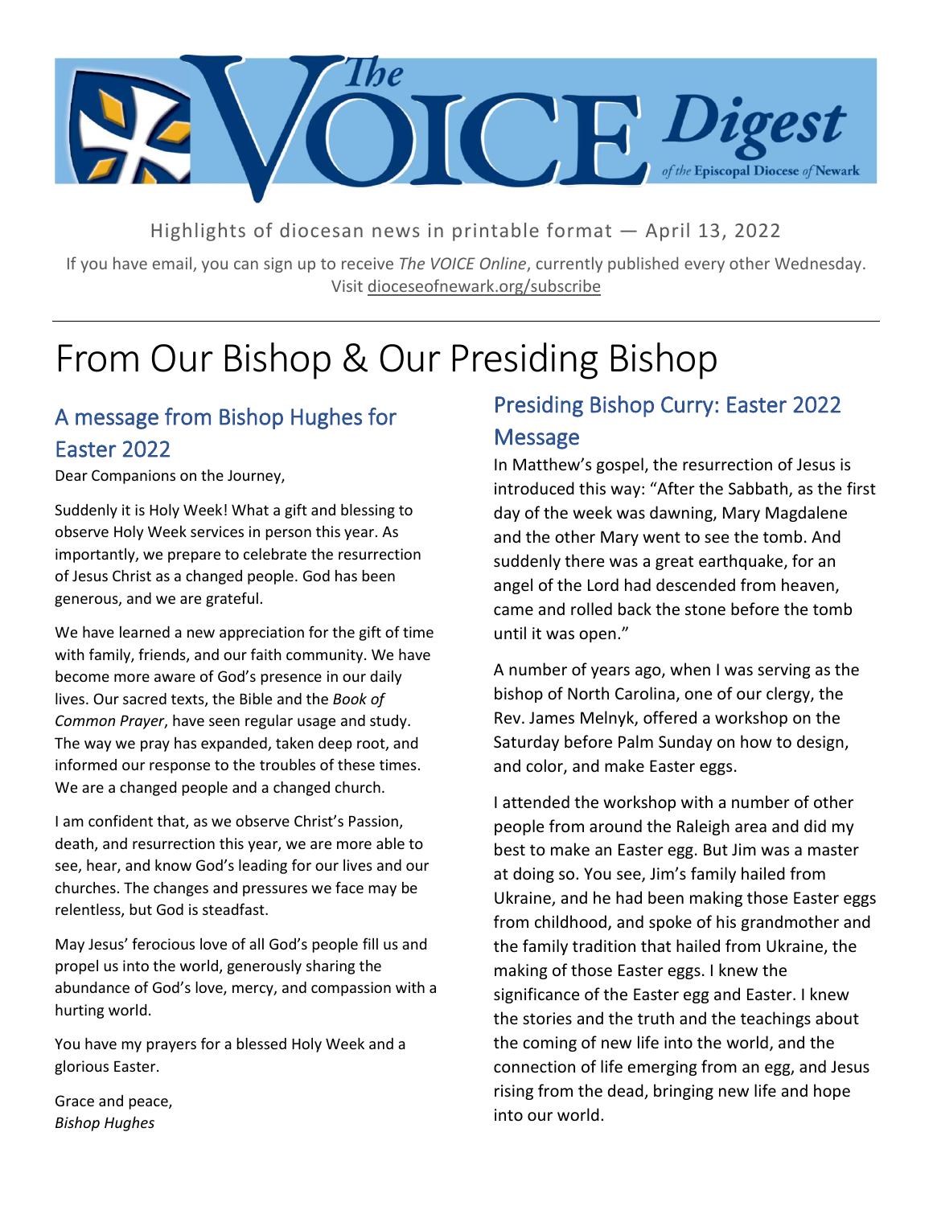# The VOICE Digest of the Episcopal Diocese of Newark

Highlights of diocesan news in printable format — April 13, 2022

If you have email, you can sign up to receive *The VOICE Online*, currently published every other Wednesday. Visit dioceseofnewark.org/subscribe

---

# From Our Bishop & Our Presiding Bishop

## A message from Bishop Hughes for Easter 2022

Dear Companions on the Journey,

Suddenly it is Holy Week! What a gift and blessing to observe Holy Week services in person this year. As importantly, we prepare to celebrate the resurrection of Jesus Christ as a changed people. God has been generous, and we are grateful.

We have learned a new appreciation for the gift of time with family, friends, and our faith community. We have become more aware of God's presence in our daily lives. Our sacred texts, the Bible and the *Book of Common Prayer*, have seen regular usage and study. The way we pray has expanded, taken deep root, and informed our response to the troubles of these times. We are a changed people and a changed church.

I am confident that, as we observe Christ's Passion, death, and resurrection this year, we are more able to see, hear, and know God's leading for our lives and our churches. The changes and pressures we face may be relentless, but God is steadfast.

May Jesus' ferocious love of all God's people fill us and propel us into the world, generously sharing the abundance of God's love, mercy, and compassion with a hurting world.

You have my prayers for a blessed Holy Week and a glorious Easter.

Grace and peace,
*Bishop Hughes*

## Presiding Bishop Curry: Easter 2022 Message

In Matthew's gospel, the resurrection of Jesus is introduced this way: "After the Sabbath, as the first day of the week was dawning, Mary Magdalene and the other Mary went to see the tomb. And suddenly there was a great earthquake, for an angel of the Lord had descended from heaven, came and rolled back the stone before the tomb until it was open."

A number of years ago, when I was serving as the bishop of North Carolina, one of our clergy, the Rev. James Melnyk, offered a workshop on the Saturday before Palm Sunday on how to design, and color, and make Easter eggs.

I attended the workshop with a number of other people from around the Raleigh area and did my best to make an Easter egg. But Jim was a master at doing so. You see, Jim's family hailed from Ukraine, and he had been making those Easter eggs from childhood, and spoke of his grandmother and the family tradition that hailed from Ukraine, the making of those Easter eggs. I knew the significance of the Easter egg and Easter. I knew the stories and the truth and the teachings about the coming of new life into the world, and the connection of life emerging from an egg, and Jesus rising from the dead, bringing new life and hope into our world.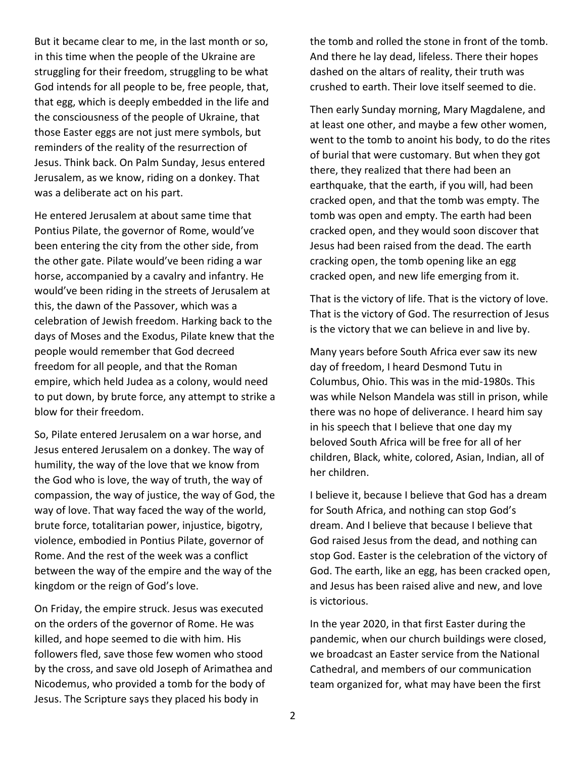But it became clear to me, in the last month or so, in this time when the people of the Ukraine are struggling for their freedom, struggling to be what God intends for all people to be, free people, that, that egg, which is deeply embedded in the life and the consciousness of the people of Ukraine, that those Easter eggs are not just mere symbols, but reminders of the reality of the resurrection of Jesus. Think back. On Palm Sunday, Jesus entered Jerusalem, as we know, riding on a donkey. That was a deliberate act on his part.

He entered Jerusalem at about same time that Pontius Pilate, the governor of Rome, would've been entering the city from the other side, from the other gate. Pilate would've been riding a war horse, accompanied by a cavalry and infantry. He would've been riding in the streets of Jerusalem at this, the dawn of the Passover, which was a celebration of Jewish freedom. Harking back to the days of Moses and the Exodus, Pilate knew that the people would remember that God decreed freedom for all people, and that the Roman empire, which held Judea as a colony, would need to put down, by brute force, any attempt to strike a blow for their freedom.

So, Pilate entered Jerusalem on a war horse, and Jesus entered Jerusalem on a donkey. The way of humility, the way of the love that we know from the God who is love, the way of truth, the way of compassion, the way of justice, the way of God, the way of love. That way faced the way of the world, brute force, totalitarian power, injustice, bigotry, violence, embodied in Pontius Pilate, governor of Rome. And the rest of the week was a conflict between the way of the empire and the way of the kingdom or the reign of God's love.

On Friday, the empire struck. Jesus was executed on the orders of the governor of Rome. He was killed, and hope seemed to die with him. His followers fled, save those few women who stood by the cross, and save old Joseph of Arimathea and Nicodemus, who provided a tomb for the body of Jesus. The Scripture says they placed his body in the tomb and rolled the stone in front of the tomb. And there he lay dead, lifeless. There their hopes dashed on the altars of reality, their truth was crushed to earth. Their love itself seemed to die.

Then early Sunday morning, Mary Magdalene, and at least one other, and maybe a few other women, went to the tomb to anoint his body, to do the rites of burial that were customary. But when they got there, they realized that there had been an earthquake, that the earth, if you will, had been cracked open, and that the tomb was empty. The tomb was open and empty. The earth had been cracked open, and they would soon discover that Jesus had been raised from the dead. The earth cracking open, the tomb opening like an egg cracked open, and new life emerging from it.

That is the victory of life. That is the victory of love. That is the victory of God. The resurrection of Jesus is the victory that we can believe in and live by.

Many years before South Africa ever saw its new day of freedom, I heard Desmond Tutu in Columbus, Ohio. This was in the mid-1980s. This was while Nelson Mandela was still in prison, while there was no hope of deliverance. I heard him say in his speech that I believe that one day my beloved South Africa will be free for all of her children, Black, white, colored, Asian, Indian, all of her children.

I believe it, because I believe that God has a dream for South Africa, and nothing can stop God's dream. And I believe that because I believe that God raised Jesus from the dead, and nothing can stop God. Easter is the celebration of the victory of God. The earth, like an egg, has been cracked open, and Jesus has been raised alive and new, and love is victorious.

In the year 2020, in that first Easter during the pandemic, when our church buildings were closed, we broadcast an Easter service from the National Cathedral, and members of our communication team organized for, what may have been the first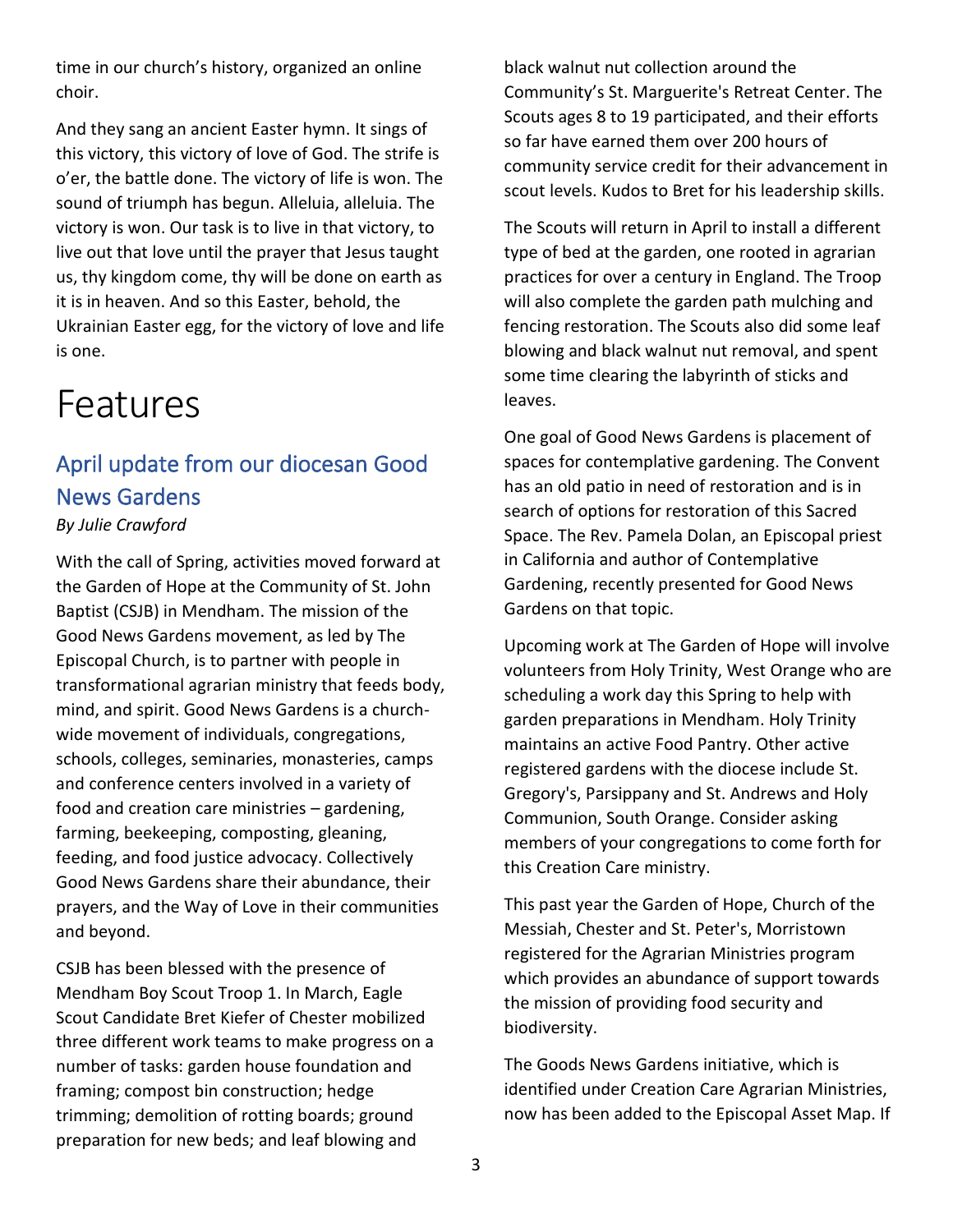time in our church's history, organized an online choir.

And they sang an ancient Easter hymn. It sings of this victory, this victory of love of God. The strife is o'er, the battle done. The victory of life is won. The sound of triumph has begun. Alleluia, alleluia. The victory is won. Our task is to live in that victory, to live out that love until the prayer that Jesus taught us, thy kingdom come, thy will be done on earth as it is in heaven. And so this Easter, behold, the Ukrainian Easter egg, for the victory of love and life is one.

# Features

## April update from our diocesan Good News Gardens

*By Julie Crawford*

With the call of Spring, activities moved forward at the Garden of Hope at the Community of St. John Baptist (CSJB) in Mendham. The mission of the Good News Gardens movement, as led by The Episcopal Church, is to partner with people in transformational agrarian ministry that feeds body, mind, and spirit. Good News Gardens is a church-wide movement of individuals, congregations, schools, colleges, seminaries, monasteries, camps and conference centers involved in a variety of food and creation care ministries – gardening, farming, beekeeping, composting, gleaning, feeding, and food justice advocacy. Collectively Good News Gardens share their abundance, their prayers, and the Way of Love in their communities and beyond.

CSJB has been blessed with the presence of Mendham Boy Scout Troop 1. In March, Eagle Scout Candidate Bret Kiefer of Chester mobilized three different work teams to make progress on a number of tasks: garden house foundation and framing; compost bin construction; hedge trimming; demolition of rotting boards; ground preparation for new beds; and leaf blowing and black walnut nut collection around the Community's St. Marguerite's Retreat Center. The Scouts ages 8 to 19 participated, and their efforts so far have earned them over 200 hours of community service credit for their advancement in scout levels. Kudos to Bret for his leadership skills.

The Scouts will return in April to install a different type of bed at the garden, one rooted in agrarian practices for over a century in England. The Troop will also complete the garden path mulching and fencing restoration. The Scouts also did some leaf blowing and black walnut nut removal, and spent some time clearing the labyrinth of sticks and leaves.

One goal of Good News Gardens is placement of spaces for contemplative gardening. The Convent has an old patio in need of restoration and is in search of options for restoration of this Sacred Space. The Rev. Pamela Dolan, an Episcopal priest in California and author of Contemplative Gardening, recently presented for Good News Gardens on that topic.

Upcoming work at The Garden of Hope will involve volunteers from Holy Trinity, West Orange who are scheduling a work day this Spring to help with garden preparations in Mendham. Holy Trinity maintains an active Food Pantry. Other active registered gardens with the diocese include St. Gregory's, Parsippany and St. Andrews and Holy Communion, South Orange. Consider asking members of your congregations to come forth for this Creation Care ministry.

This past year the Garden of Hope, Church of the Messiah, Chester and St. Peter's, Morristown registered for the Agrarian Ministries program which provides an abundance of support towards the mission of providing food security and biodiversity.

The Goods News Gardens initiative, which is identified under Creation Care Agrarian Ministries, now has been added to the Episcopal Asset Map. If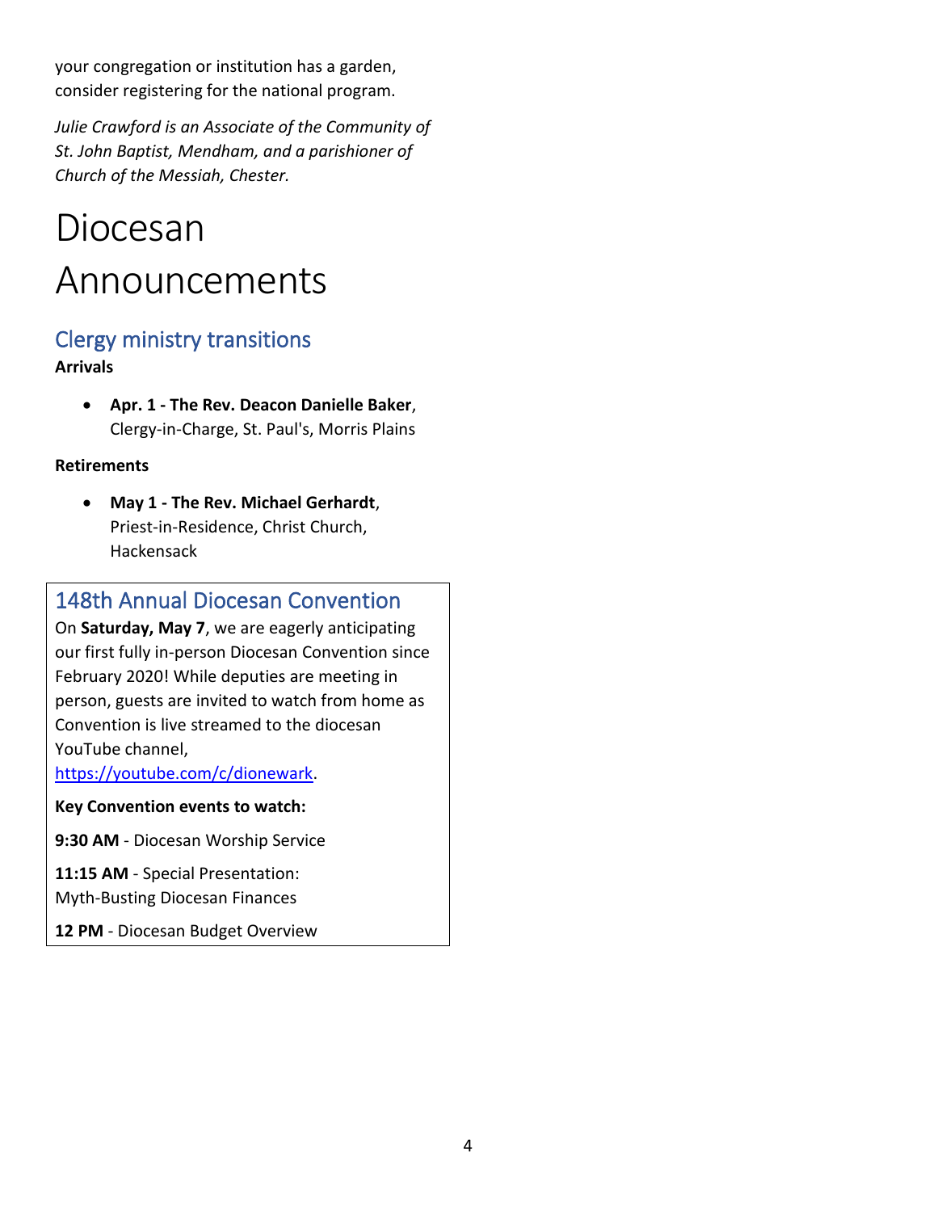your congregation or institution has a garden, consider registering for the national program.

*Julie Crawford is an Associate of the Community of St. John Baptist, Mendham, and a parishioner of Church of the Messiah, Chester.*

# Diocesan Announcements

## Clergy ministry transitions

**Arrivals**

- **Apr. 1 - The Rev. Deacon Danielle Baker**, Clergy-in-Charge, St. Paul's, Morris Plains

**Retirements**

- **May 1 - The Rev. Michael Gerhardt**, Priest-in-Residence, Christ Church, Hackensack

## 148th Annual Diocesan Convention

On **Saturday, May 7**, we are eagerly anticipating our first fully in-person Diocesan Convention since February 2020! While deputies are meeting in person, guests are invited to watch from home as Convention is live streamed to the diocesan YouTube channel, [https://youtube.com/c/dionewark](https://youtube.com/c/dionewark).

**Key Convention events to watch:**

**9:30 AM** - Diocesan Worship Service

**11:15 AM** - Special Presentation: Myth-Busting Diocesan Finances

**12 PM** - Diocesan Budget Overview